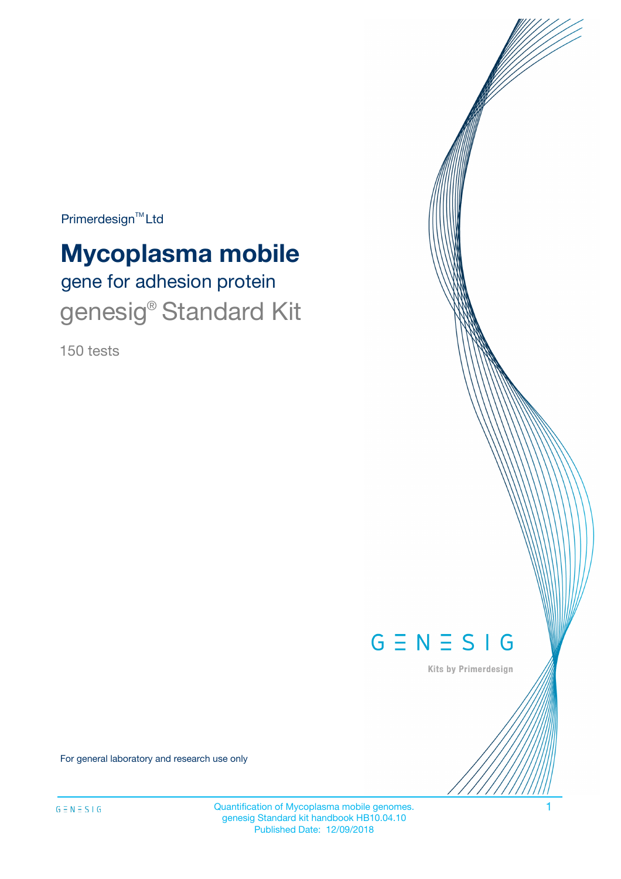Primerdesign™ Ltd

# Mycoplasma mobile

## gene for adhesion protein

## genesig® Standard Kit

150 tests

GENESIG

Kits by Primerdesign

For general laboratory and research use only

Quantification of Mycoplasma mobile genomes.
genesig Standard kit handbook HB10.04.10
Published Date: 12/09/2018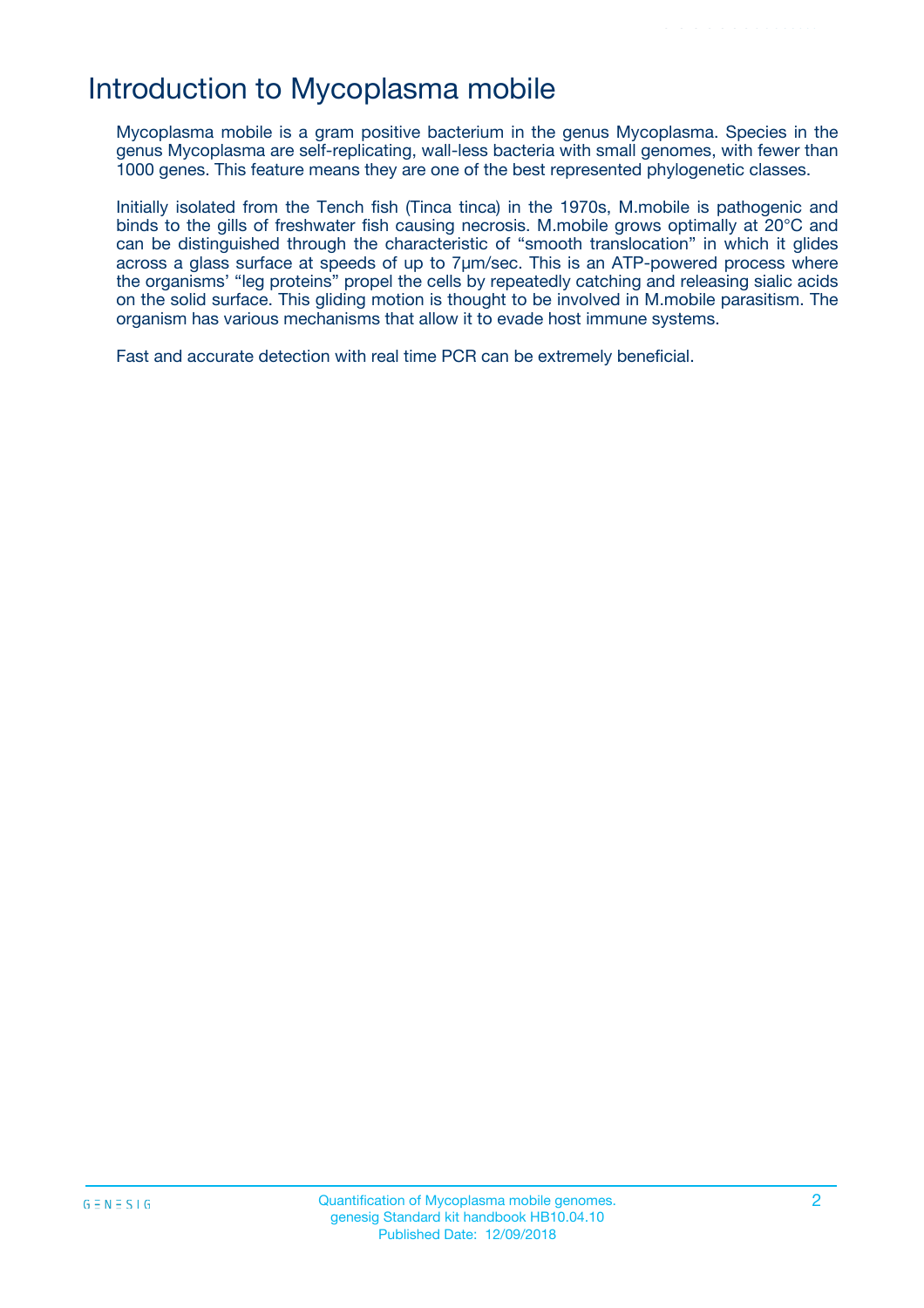# Introduction to Mycoplasma mobile

Mycoplasma mobile is a gram positive bacterium in the genus Mycoplasma. Species in the genus Mycoplasma are self-replicating, wall-less bacteria with small genomes, with fewer than 1000 genes. This feature means they are one of the best represented phylogenetic classes.

Initially isolated from the Tench fish (Tinca tinca) in the 1970s, M.mobile is pathogenic and binds to the gills of freshwater fish causing necrosis. M.mobile grows optimally at 20°C and can be distinguished through the characteristic of "smooth translocation" in which it glides across a glass surface at speeds of up to 7μm/sec. This is an ATP-powered process where the organisms' "leg proteins" propel the cells by repeatedly catching and releasing sialic acids on the solid surface. This gliding motion is thought to be involved in M.mobile parasitism. The organism has various mechanisms that allow it to evade host immune systems.

Fast and accurate detection with real time PCR can be extremely beneficial.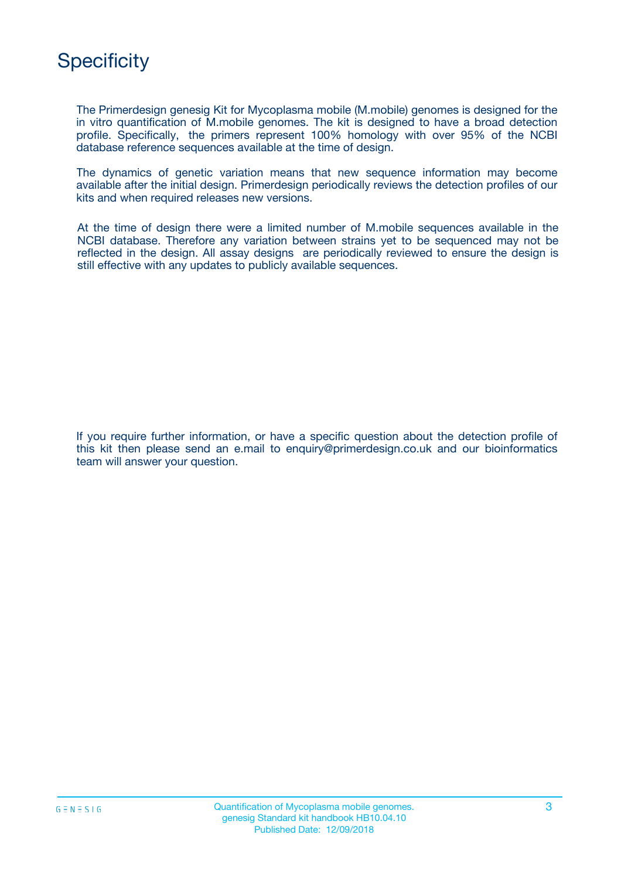# Specificity

The Primerdesign genesig Kit for Mycoplasma mobile (M.mobile) genomes is designed for the in vitro quantification of M.mobile genomes. The kit is designed to have a broad detection profile. Specifically, the primers represent 100% homology with over 95% of the NCBI database reference sequences available at the time of design.

The dynamics of genetic variation means that new sequence information may become available after the initial design. Primerdesign periodically reviews the detection profiles of our kits and when required releases new versions.

At the time of design there were a limited number of M.mobile sequences available in the NCBI database. Therefore any variation between strains yet to be sequenced may not be reflected in the design. All assay designs are periodically reviewed to ensure the design is still effective with any updates to publicly available sequences.

If you require further information, or have a specific question about the detection profile of this kit then please send an e.mail to enquiry@primerdesign.co.uk and our bioinformatics team will answer your question.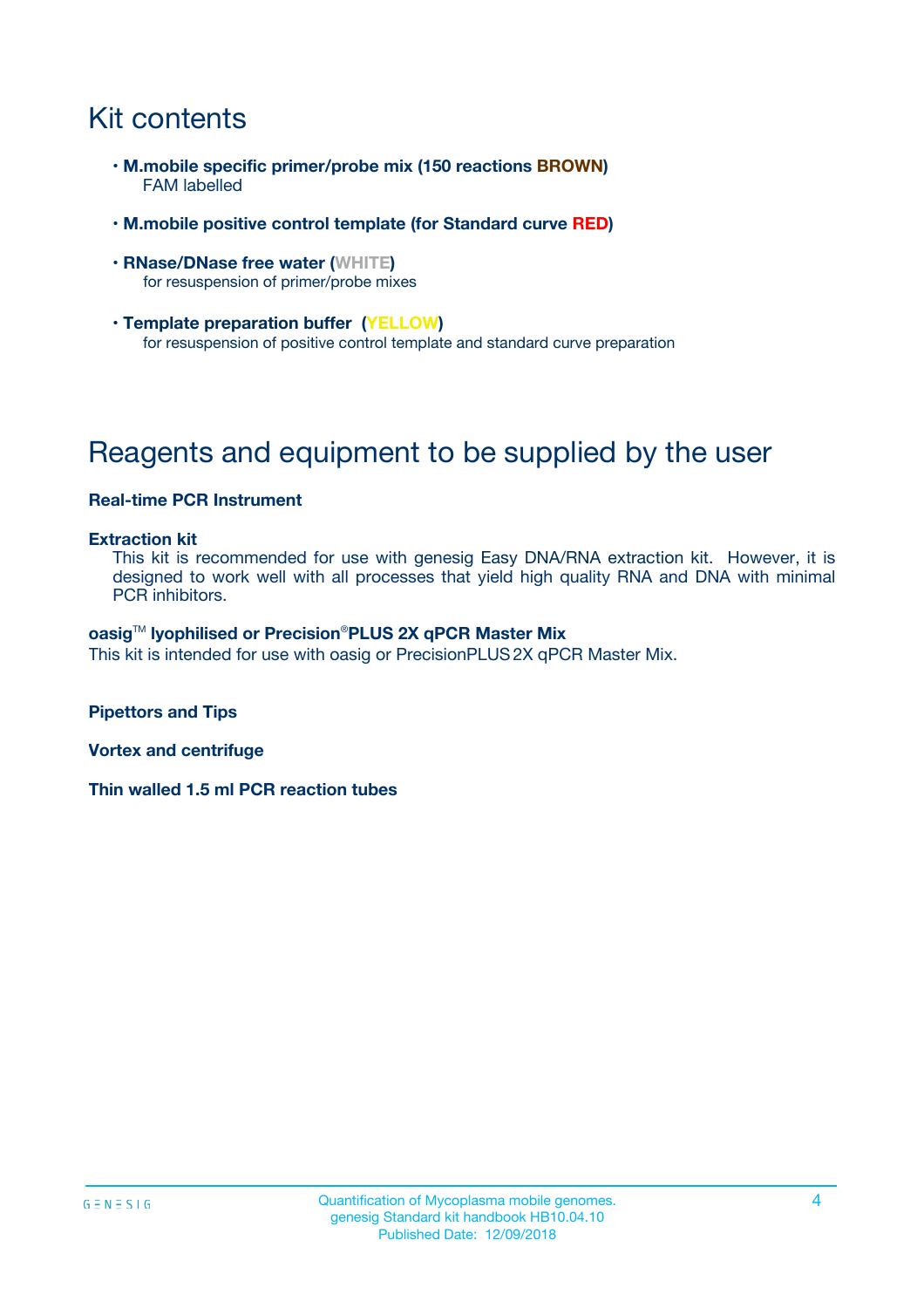# Kit contents

- **M.mobile specific primer/probe mix (150 reactions BROWN)**
  FAM labelled

- **M.mobile positive control template (for Standard curve RED)**

- **RNase/DNase free water (WHITE)**
  for resuspension of primer/probe mixes

- **Template preparation buffer (YELLOW)**
  for resuspension of positive control template and standard curve preparation

# Reagents and equipment to be supplied by the user

**Real-time PCR Instrument**

**Extraction kit**
This kit is recommended for use with genesig Easy DNA/RNA extraction kit. However, it is designed to work well with all processes that yield high quality RNA and DNA with minimal PCR inhibitors.

**oasig™ lyophilised or Precision®PLUS 2X qPCR Master Mix**
This kit is intended for use with oasig or PrecisionPLUS 2X qPCR Master Mix.

**Pipettors and Tips**

**Vortex and centrifuge**

**Thin walled 1.5 ml PCR reaction tubes**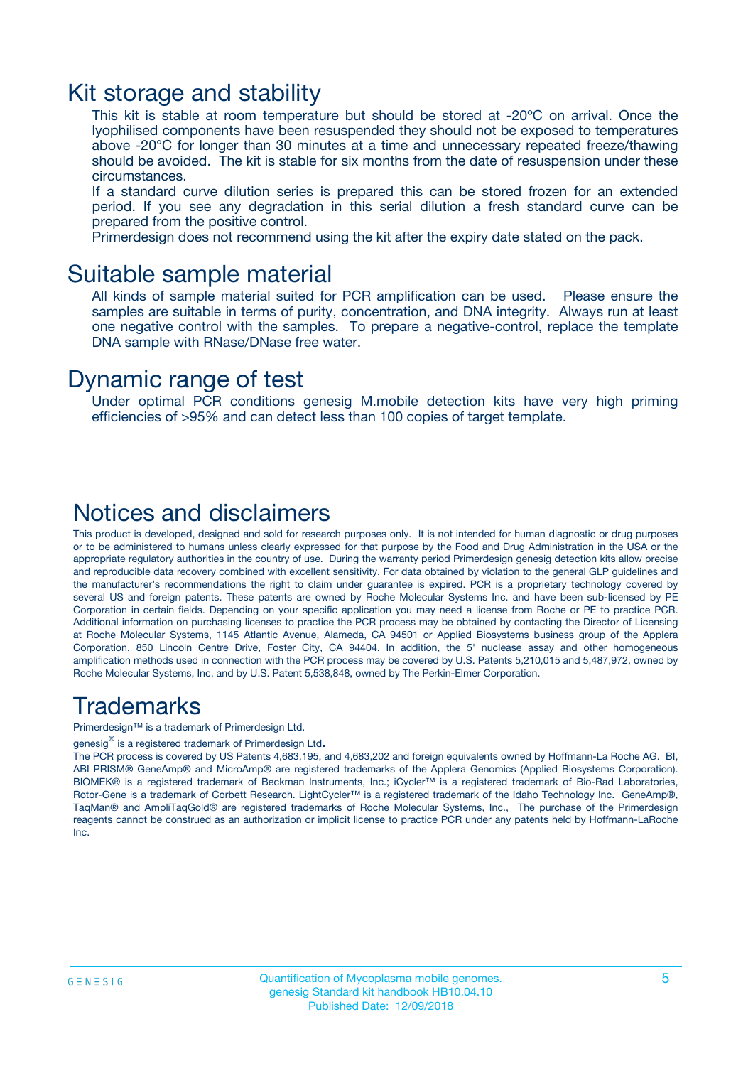## Kit storage and stability

This kit is stable at room temperature but should be stored at -20ºC on arrival. Once the lyophilised components have been resuspended they should not be exposed to temperatures above -20°C for longer than 30 minutes at a time and unnecessary repeated freeze/thawing should be avoided. The kit is stable for six months from the date of resuspension under these circumstances.

If a standard curve dilution series is prepared this can be stored frozen for an extended period. If you see any degradation in this serial dilution a fresh standard curve can be prepared from the positive control.

Primerdesign does not recommend using the kit after the expiry date stated on the pack.

## Suitable sample material

All kinds of sample material suited for PCR amplification can be used. Please ensure the samples are suitable in terms of purity, concentration, and DNA integrity. Always run at least one negative control with the samples. To prepare a negative-control, replace the template DNA sample with RNase/DNase free water.

## Dynamic range of test

Under optimal PCR conditions genesig M.mobile detection kits have very high priming efficiencies of >95% and can detect less than 100 copies of target template.

## Notices and disclaimers

This product is developed, designed and sold for research purposes only. It is not intended for human diagnostic or drug purposes or to be administered to humans unless clearly expressed for that purpose by the Food and Drug Administration in the USA or the appropriate regulatory authorities in the country of use. During the warranty period Primerdesign genesig detection kits allow precise and reproducible data recovery combined with excellent sensitivity. For data obtained by violation to the general GLP guidelines and the manufacturer's recommendations the right to claim under guarantee is expired. PCR is a proprietary technology covered by several US and foreign patents. These patents are owned by Roche Molecular Systems Inc. and have been sub-licensed by PE Corporation in certain fields. Depending on your specific application you may need a license from Roche or PE to practice PCR. Additional information on purchasing licenses to practice the PCR process may be obtained by contacting the Director of Licensing at Roche Molecular Systems, 1145 Atlantic Avenue, Alameda, CA 94501 or Applied Biosystems business group of the Applera Corporation, 850 Lincoln Centre Drive, Foster City, CA 94404. In addition, the 5' nuclease assay and other homogeneous amplification methods used in connection with the PCR process may be covered by U.S. Patents 5,210,015 and 5,487,972, owned by Roche Molecular Systems, Inc, and by U.S. Patent 5,538,848, owned by The Perkin-Elmer Corporation.

## Trademarks

Primerdesign™ is a trademark of Primerdesign Ltd.

genesig® is a registered trademark of Primerdesign Ltd.

The PCR process is covered by US Patents 4,683,195, and 4,683,202 and foreign equivalents owned by Hoffmann-La Roche AG. BI, ABI PRISM® GeneAmp® and MicroAmp® are registered trademarks of the Applera Genomics (Applied Biosystems Corporation). BIOMEK® is a registered trademark of Beckman Instruments, Inc.; iCycler™ is a registered trademark of Bio-Rad Laboratories, Rotor-Gene is a trademark of Corbett Research. LightCycler™ is a registered trademark of the Idaho Technology Inc. GeneAmp®, TaqMan® and AmpliTaqGold® are registered trademarks of Roche Molecular Systems, Inc., The purchase of the Primerdesign reagents cannot be construed as an authorization or implicit license to practice PCR under any patents held by Hoffmann-LaRoche Inc.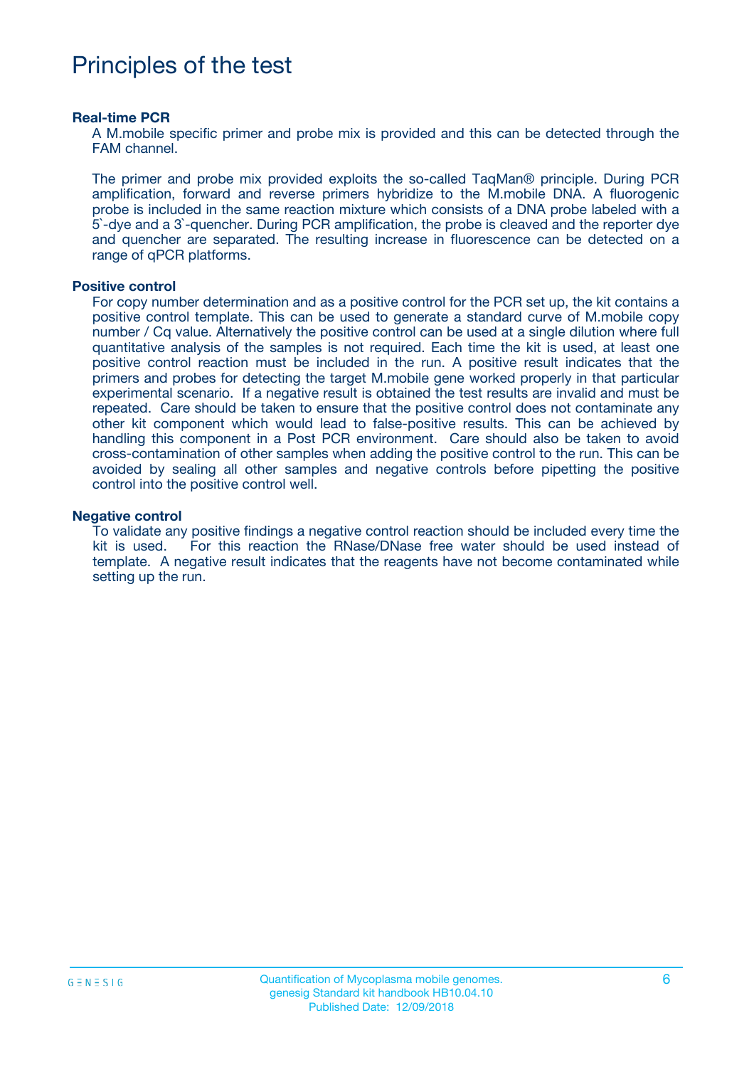# Principles of the test

**Real-time PCR**

A M.mobile specific primer and probe mix is provided and this can be detected through the FAM channel.

The primer and probe mix provided exploits the so-called TaqMan® principle. During PCR amplification, forward and reverse primers hybridize to the M.mobile DNA. A fluorogenic probe is included in the same reaction mixture which consists of a DNA probe labeled with a 5`-dye and a 3`-quencher. During PCR amplification, the probe is cleaved and the reporter dye and quencher are separated. The resulting increase in fluorescence can be detected on a range of qPCR platforms.

**Positive control**

For copy number determination and as a positive control for the PCR set up, the kit contains a positive control template. This can be used to generate a standard curve of M.mobile copy number / Cq value. Alternatively the positive control can be used at a single dilution where full quantitative analysis of the samples is not required. Each time the kit is used, at least one positive control reaction must be included in the run. A positive result indicates that the primers and probes for detecting the target M.mobile gene worked properly in that particular experimental scenario. If a negative result is obtained the test results are invalid and must be repeated. Care should be taken to ensure that the positive control does not contaminate any other kit component which would lead to false-positive results. This can be achieved by handling this component in a Post PCR environment. Care should also be taken to avoid cross-contamination of other samples when adding the positive control to the run. This can be avoided by sealing all other samples and negative controls before pipetting the positive control into the positive control well.

**Negative control**

To validate any positive findings a negative control reaction should be included every time the kit is used. For this reaction the RNase/DNase free water should be used instead of template. A negative result indicates that the reagents have not become contaminated while setting up the run.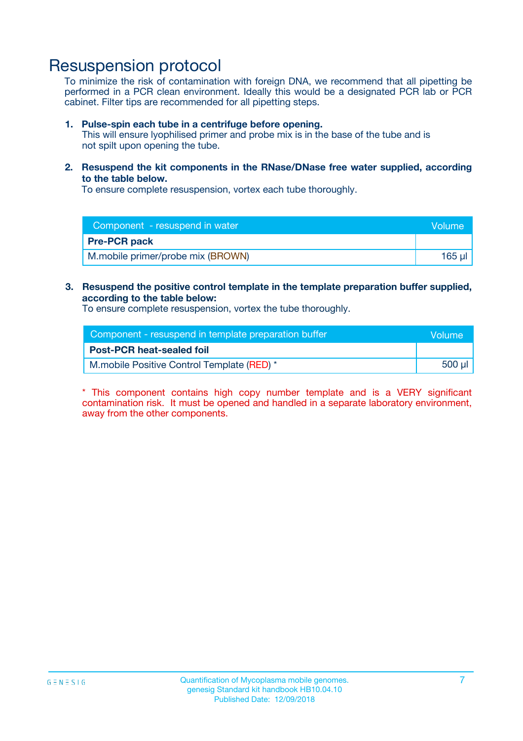# Resuspension protocol

To minimize the risk of contamination with foreign DNA, we recommend that all pipetting be performed in a PCR clean environment. Ideally this would be a designated PCR lab or PCR cabinet. Filter tips are recommended for all pipetting steps.

1. **Pulse-spin each tube in a centrifuge before opening.**
   This will ensure lyophilised primer and probe mix is in the base of the tube and is not spilt upon opening the tube.

2. **Resuspend the kit components in the RNase/DNase free water supplied, according to the table below.**
   To ensure complete resuspension, vortex each tube thoroughly.

| Component - resuspend in water | Volume |
| --- | --- |
| **Pre-PCR pack** | |
| M.mobile primer/probe mix (BROWN) | 165 µl |

3. **Resuspend the positive control template in the template preparation buffer supplied, according to the table below:**
   To ensure complete resuspension, vortex the tube thoroughly.

| Component - resuspend in template preparation buffer | Volume |
| --- | --- |
| **Post-PCR heat-sealed foil** | |
| M.mobile Positive Control Template (RED) * | 500 µl |

* This component contains high copy number template and is a VERY significant contamination risk. It must be opened and handled in a separate laboratory environment, away from the other components.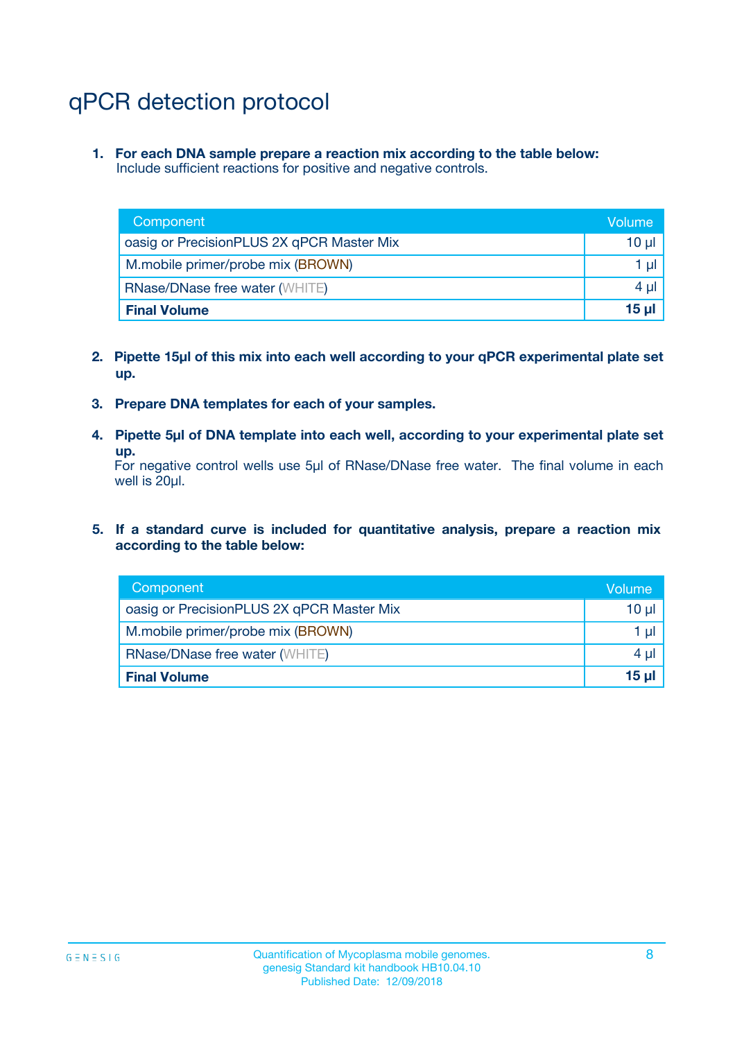# qPCR detection protocol

1. **For each DNA sample prepare a reaction mix according to the table below:**
   Include sufficient reactions for positive and negative controls.

| Component | Volume |
|---|---|
| oasig or PrecisionPLUS 2X qPCR Master Mix | 10 µl |
| M.mobile primer/probe mix (BROWN) | 1 µl |
| RNase/DNase free water (WHITE) | 4 µl |
| **Final Volume** | **15 µl** |

2. **Pipette 15µl of this mix into each well according to your qPCR experimental plate set up.**

3. **Prepare DNA templates for each of your samples.**

4. **Pipette 5µl of DNA template into each well, according to your experimental plate set up.**
   For negative control wells use 5µl of RNase/DNase free water. The final volume in each well is 20µl.

5. **If a standard curve is included for quantitative analysis, prepare a reaction mix according to the table below:**

| Component | Volume |
|---|---|
| oasig or PrecisionPLUS 2X qPCR Master Mix | 10 µl |
| M.mobile primer/probe mix (BROWN) | 1 µl |
| RNase/DNase free water (WHITE) | 4 µl |
| **Final Volume** | **15 µl** |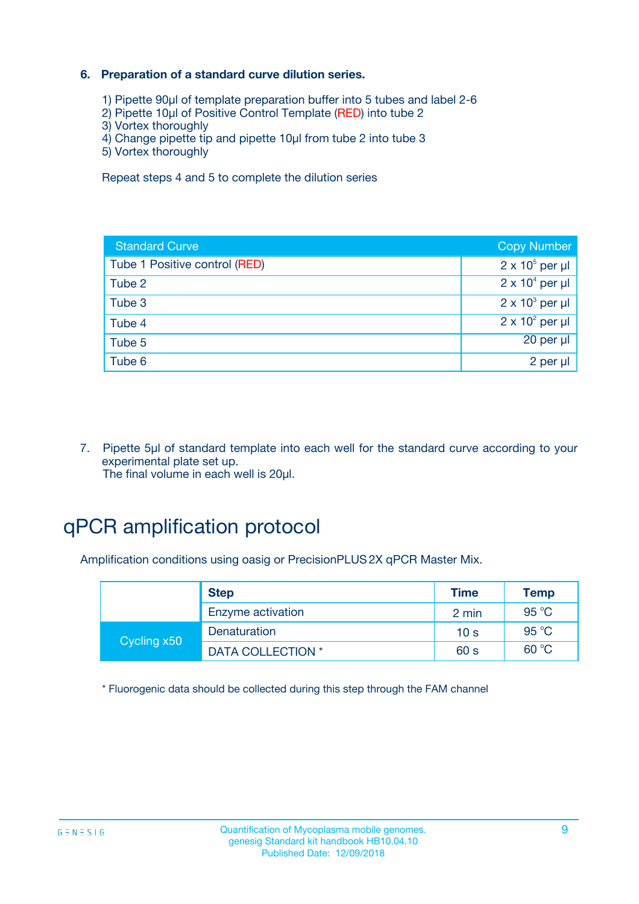**6. Preparation of a standard curve dilution series.**

1) Pipette 90µl of template preparation buffer into 5 tubes and label 2-6
2) Pipette 10µl of Positive Control Template (RED) into tube 2
3) Vortex thoroughly
4) Change pipette tip and pipette 10µl from tube 2 into tube 3
5) Vortex thoroughly

Repeat steps 4 and 5 to complete the dilution series

| Standard Curve | Copy Number |
|---|---|
| Tube 1 Positive control (RED) | $2 \times 10^5$ per µl |
| Tube 2 | $2 \times 10^4$ per µl |
| Tube 3 | $2 \times 10^3$ per µl |
| Tube 4 | $2 \times 10^2$ per µl |
| Tube 5 | 20 per µl |
| Tube 6 | 2 per µl |

7. Pipette 5µl of standard template into each well for the standard curve according to your experimental plate set up.
The final volume in each well is 20µl.

# qPCR amplification protocol

Amplification conditions using oasig or PrecisionPLUS 2X qPCR Master Mix.

| | Step | Time | Temp |
|---|---|---|---|
| | Enzyme activation | 2 min | 95 °C |
| Cycling x50 | Denaturation | 10 s | 95 °C |
| | DATA COLLECTION * | 60 s | 60 °C |

* Fluorogenic data should be collected during this step through the FAM channel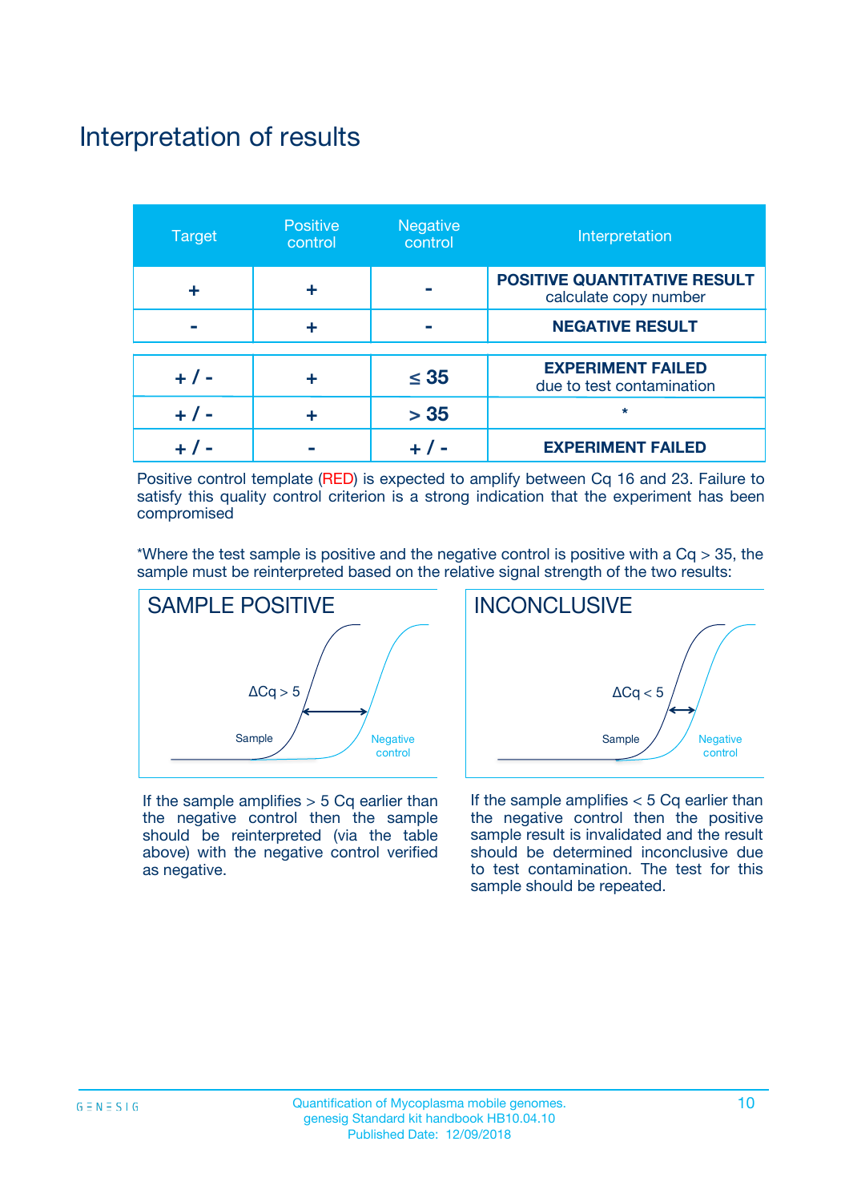# Interpretation of results

| Target | Positive control | Negative control | Interpretation |
|---|---|---|---|
| + | + | - | **POSITIVE QUANTITATIVE RESULT** calculate copy number |
| - | + | - | **NEGATIVE RESULT** |
| + / - | + | ≤ 35 | **EXPERIMENT FAILED** due to test contamination |
| + / - | + | > 35 | * |
| + / - | - | + / - | **EXPERIMENT FAILED** |

Positive control template (RED) is expected to amplify between Cq 16 and 23. Failure to satisfy this quality control criterion is a strong indication that the experiment has been compromised

*Where the test sample is positive and the negative control is positive with a Cq > 35, the sample must be reinterpreted based on the relative signal strength of the two results:

## SAMPLE POSITIVE

ΔCq > 5

Sample

Negative control

If the sample amplifies > 5 Cq earlier than the negative control then the sample should be reinterpreted (via the table above) with the negative control verified as negative.

## INCONCLUSIVE

ΔCq < 5

Sample

Negative control

If the sample amplifies < 5 Cq earlier than the negative control then the positive sample result is invalidated and the result should be determined inconclusive due to test contamination. The test for this sample should be repeated.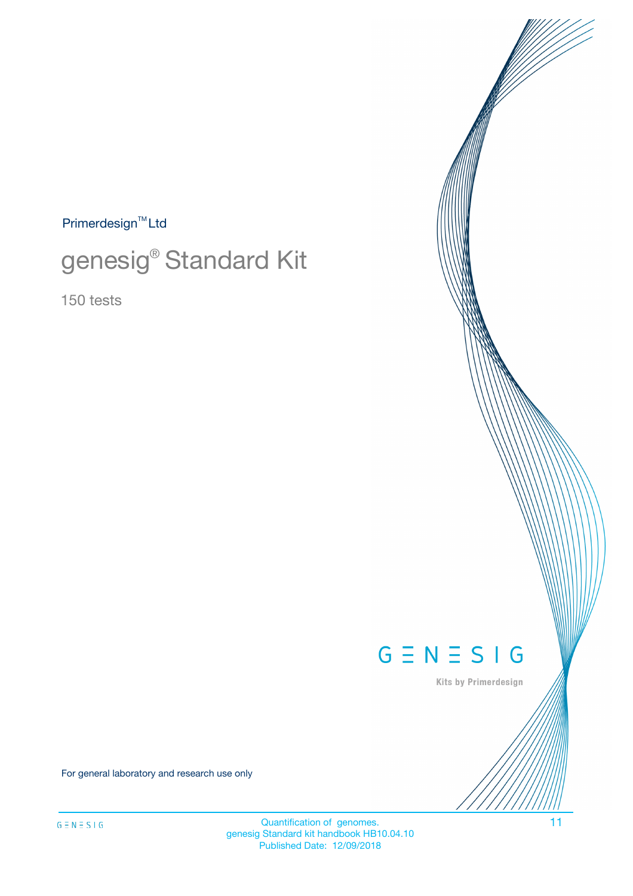Primerdesign™ Ltd

# genesig® Standard Kit

150 tests

G Ξ N Ξ S I G

Kits by Primerdesign

For general laboratory and research use only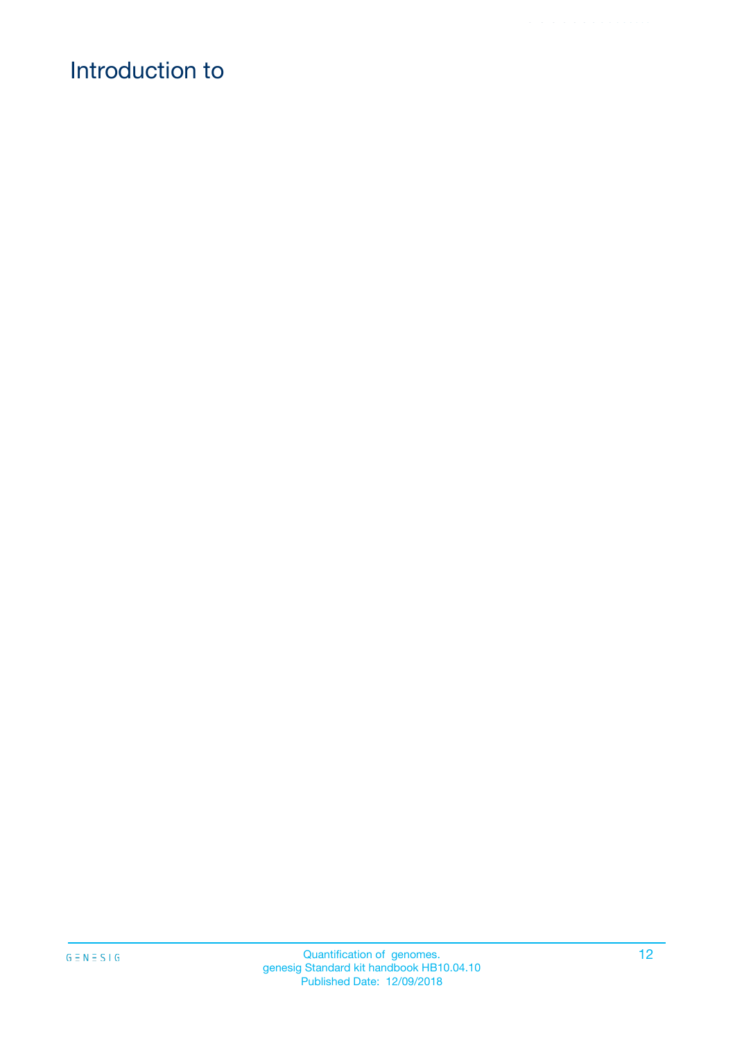# Introduction to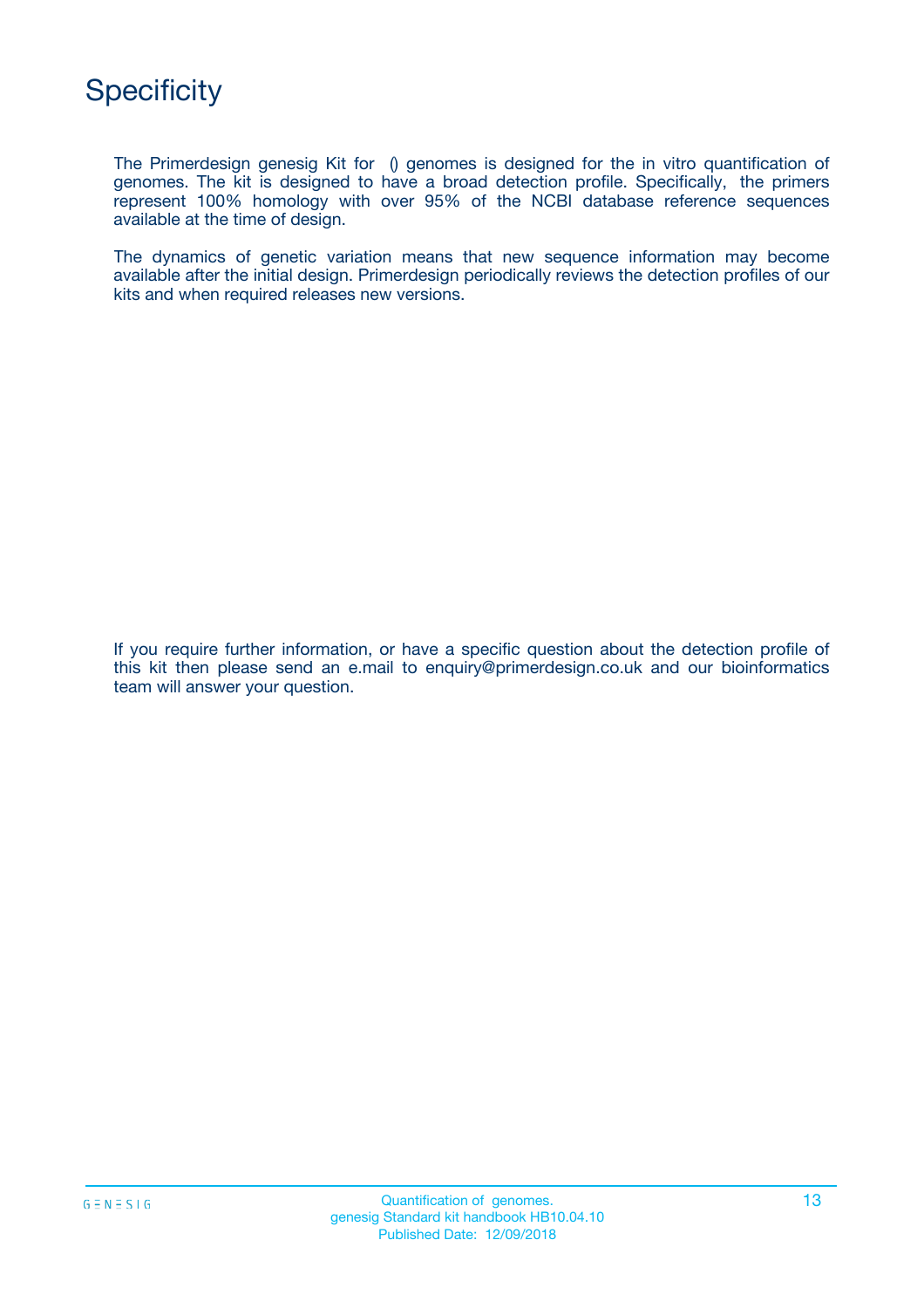# Specificity

The Primerdesign genesig Kit for () genomes is designed for the in vitro quantification of genomes. The kit is designed to have a broad detection profile. Specifically, the primers represent 100% homology with over 95% of the NCBI database reference sequences available at the time of design.

The dynamics of genetic variation means that new sequence information may become available after the initial design. Primerdesign periodically reviews the detection profiles of our kits and when required releases new versions.

If you require further information, or have a specific question about the detection profile of this kit then please send an e.mail to enquiry@primerdesign.co.uk and our bioinformatics team will answer your question.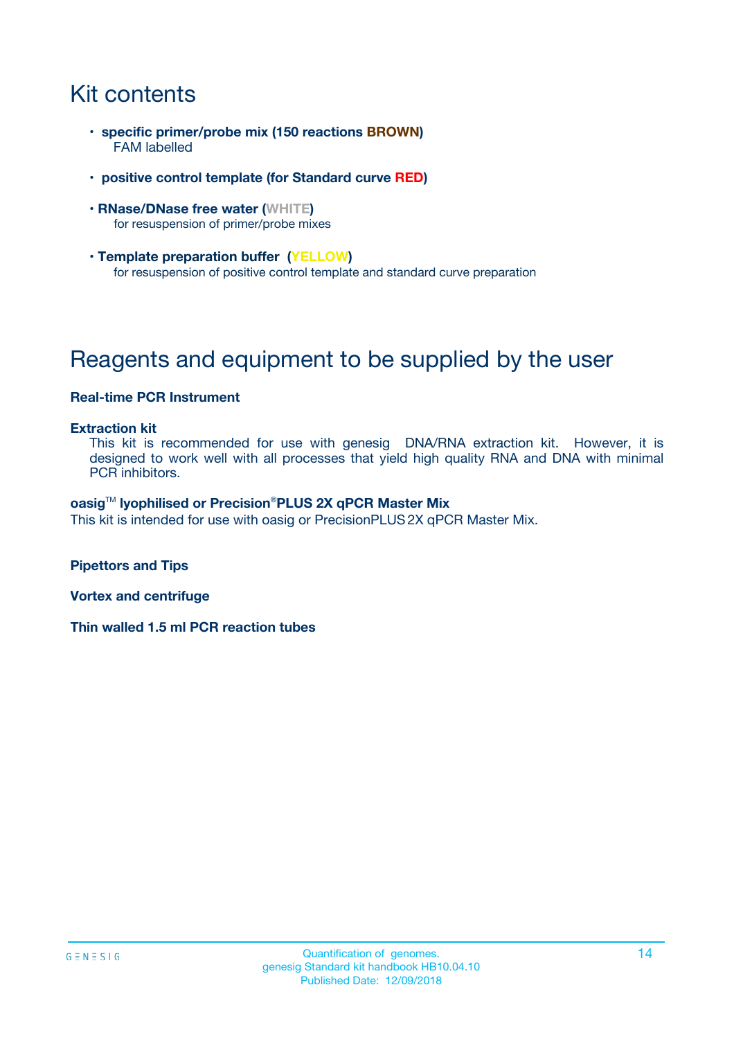# Kit contents

- **specific primer/probe mix (150 reactions BROWN)**
  FAM labelled
- **positive control template (for Standard curve RED)**
- **RNase/DNase free water (WHITE)**
  for resuspension of primer/probe mixes
- **Template preparation buffer (YELLOW)**
  for resuspension of positive control template and standard curve preparation

# Reagents and equipment to be supplied by the user

**Real-time PCR Instrument**

**Extraction kit**
This kit is recommended for use with genesig DNA/RNA extraction kit. However, it is designed to work well with all processes that yield high quality RNA and DNA with minimal PCR inhibitors.

**oasig™ lyophilised or Precision®PLUS 2X qPCR Master Mix**
This kit is intended for use with oasig or PrecisionPLUS 2X qPCR Master Mix.

**Pipettors and Tips**

**Vortex and centrifuge**

**Thin walled 1.5 ml PCR reaction tubes**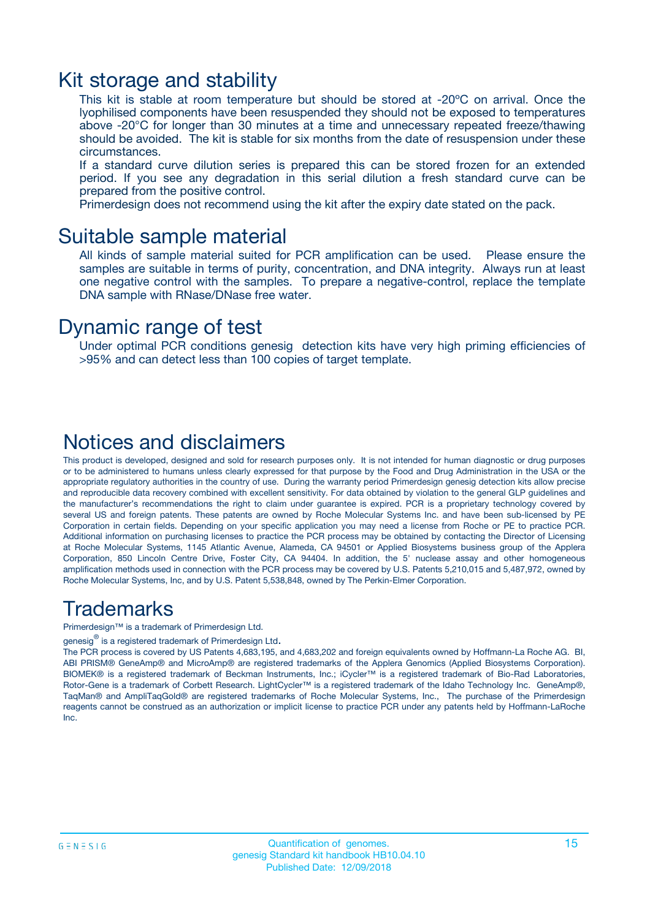## Kit storage and stability

This kit is stable at room temperature but should be stored at -20ºC on arrival. Once the lyophilised components have been resuspended they should not be exposed to temperatures above -20°C for longer than 30 minutes at a time and unnecessary repeated freeze/thawing should be avoided. The kit is stable for six months from the date of resuspension under these circumstances.

If a standard curve dilution series is prepared this can be stored frozen for an extended period. If you see any degradation in this serial dilution a fresh standard curve can be prepared from the positive control.

Primerdesign does not recommend using the kit after the expiry date stated on the pack.

## Suitable sample material

All kinds of sample material suited for PCR amplification can be used. Please ensure the samples are suitable in terms of purity, concentration, and DNA integrity. Always run at least one negative control with the samples. To prepare a negative-control, replace the template DNA sample with RNase/DNase free water.

## Dynamic range of test

Under optimal PCR conditions genesig detection kits have very high priming efficiencies of >95% and can detect less than 100 copies of target template.

## Notices and disclaimers

This product is developed, designed and sold for research purposes only. It is not intended for human diagnostic or drug purposes or to be administered to humans unless clearly expressed for that purpose by the Food and Drug Administration in the USA or the appropriate regulatory authorities in the country of use. During the warranty period Primerdesign genesig detection kits allow precise and reproducible data recovery combined with excellent sensitivity. For data obtained by violation to the general GLP guidelines and the manufacturer's recommendations the right to claim under guarantee is expired. PCR is a proprietary technology covered by several US and foreign patents. These patents are owned by Roche Molecular Systems Inc. and have been sub-licensed by PE Corporation in certain fields. Depending on your specific application you may need a license from Roche or PE to practice PCR. Additional information on purchasing licenses to practice the PCR process may be obtained by contacting the Director of Licensing at Roche Molecular Systems, 1145 Atlantic Avenue, Alameda, CA 94501 or Applied Biosystems business group of the Applera Corporation, 850 Lincoln Centre Drive, Foster City, CA 94404. In addition, the 5' nuclease assay and other homogeneous amplification methods used in connection with the PCR process may be covered by U.S. Patents 5,210,015 and 5,487,972, owned by Roche Molecular Systems, Inc, and by U.S. Patent 5,538,848, owned by The Perkin-Elmer Corporation.

## Trademarks

Primerdesign™ is a trademark of Primerdesign Ltd.

genesig® is a registered trademark of Primerdesign Ltd.

The PCR process is covered by US Patents 4,683,195, and 4,683,202 and foreign equivalents owned by Hoffmann-La Roche AG. BI, ABI PRISM® GeneAmp® and MicroAmp® are registered trademarks of the Applera Genomics (Applied Biosystems Corporation). BIOMEK® is a registered trademark of Beckman Instruments, Inc.; iCycler™ is a registered trademark of Bio-Rad Laboratories, Rotor-Gene is a trademark of Corbett Research. LightCycler™ is a registered trademark of the Idaho Technology Inc. GeneAmp®, TaqMan® and AmpliTaqGold® are registered trademarks of Roche Molecular Systems, Inc., The purchase of the Primerdesign reagents cannot be construed as an authorization or implicit license to practice PCR under any patents held by Hoffmann-LaRoche Inc.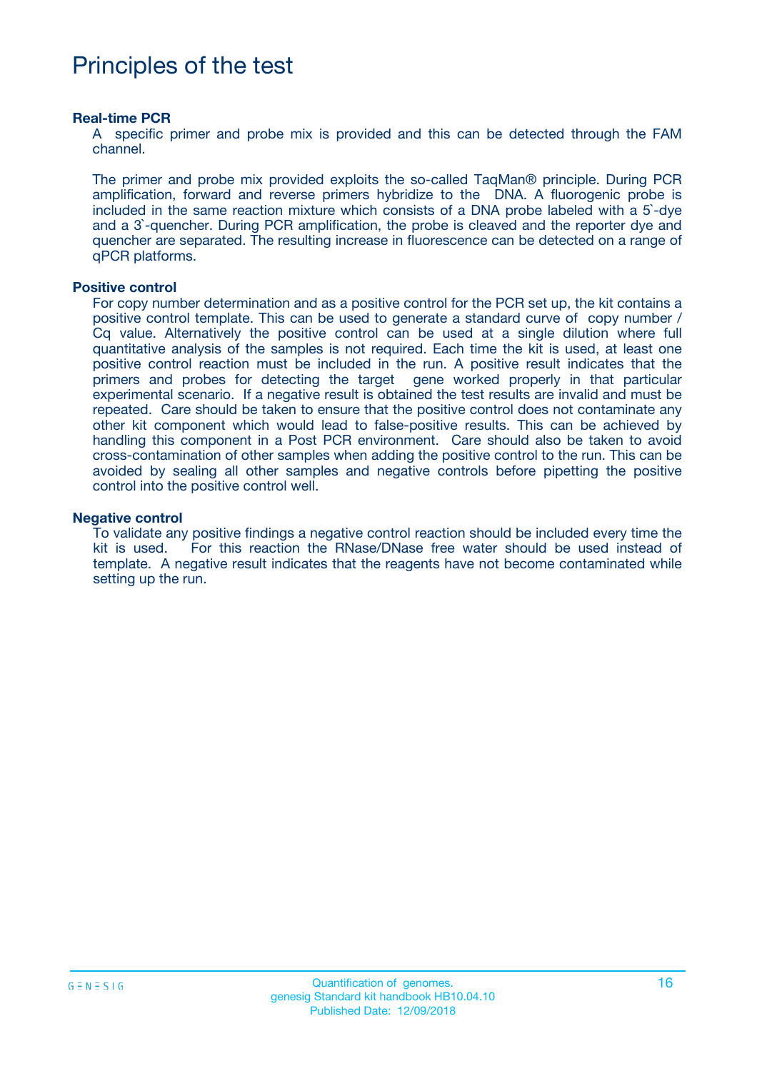# Principles of the test

### Real-time PCR

A specific primer and probe mix is provided and this can be detected through the FAM channel.

The primer and probe mix provided exploits the so-called TaqMan® principle. During PCR amplification, forward and reverse primers hybridize to the DNA. A fluorogenic probe is included in the same reaction mixture which consists of a DNA probe labeled with a 5`-dye and a 3`-quencher. During PCR amplification, the probe is cleaved and the reporter dye and quencher are separated. The resulting increase in fluorescence can be detected on a range of qPCR platforms.

### Positive control

For copy number determination and as a positive control for the PCR set up, the kit contains a positive control template. This can be used to generate a standard curve of copy number / Cq value. Alternatively the positive control can be used at a single dilution where full quantitative analysis of the samples is not required. Each time the kit is used, at least one positive control reaction must be included in the run. A positive result indicates that the primers and probes for detecting the target gene worked properly in that particular experimental scenario. If a negative result is obtained the test results are invalid and must be repeated. Care should be taken to ensure that the positive control does not contaminate any other kit component which would lead to false-positive results. This can be achieved by handling this component in a Post PCR environment. Care should also be taken to avoid cross-contamination of other samples when adding the positive control to the run. This can be avoided by sealing all other samples and negative controls before pipetting the positive control into the positive control well.

### Negative control

To validate any positive findings a negative control reaction should be included every time the kit is used. For this reaction the RNase/DNase free water should be used instead of template. A negative result indicates that the reagents have not become contaminated while setting up the run.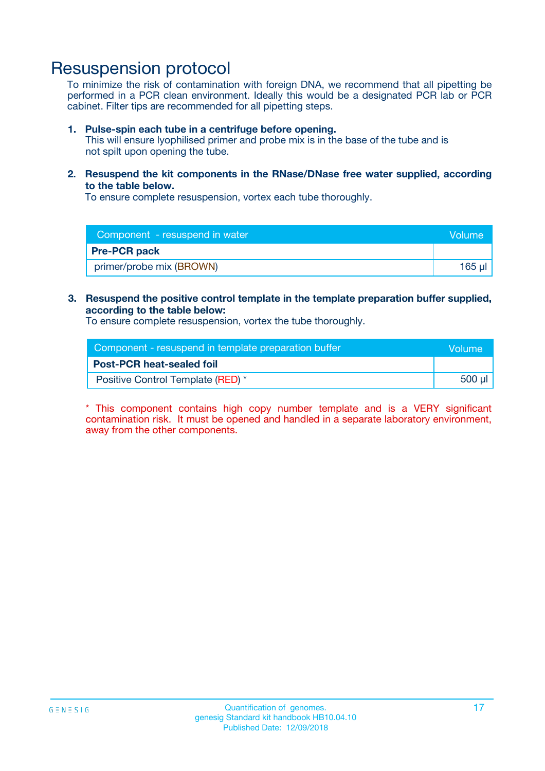# Resuspension protocol

To minimize the risk of contamination with foreign DNA, we recommend that all pipetting be performed in a PCR clean environment. Ideally this would be a designated PCR lab or PCR cabinet. Filter tips are recommended for all pipetting steps.

1. **Pulse-spin each tube in a centrifuge before opening.**
   This will ensure lyophilised primer and probe mix is in the base of the tube and is not spilt upon opening the tube.

2. **Resuspend the kit components in the RNase/DNase free water supplied, according to the table below.**
   To ensure complete resuspension, vortex each tube thoroughly.

| Component - resuspend in water | Volume |
| --- | --- |
| **Pre-PCR pack** | |
| primer/probe mix (BROWN) | 165 µl |

3. **Resuspend the positive control template in the template preparation buffer supplied, according to the table below:**
   To ensure complete resuspension, vortex the tube thoroughly.

| Component - resuspend in template preparation buffer | Volume |
| --- | --- |
| **Post-PCR heat-sealed foil** | |
| Positive Control Template (RED) * | 500 µl |

* This component contains high copy number template and is a VERY significant contamination risk. It must be opened and handled in a separate laboratory environment, away from the other components.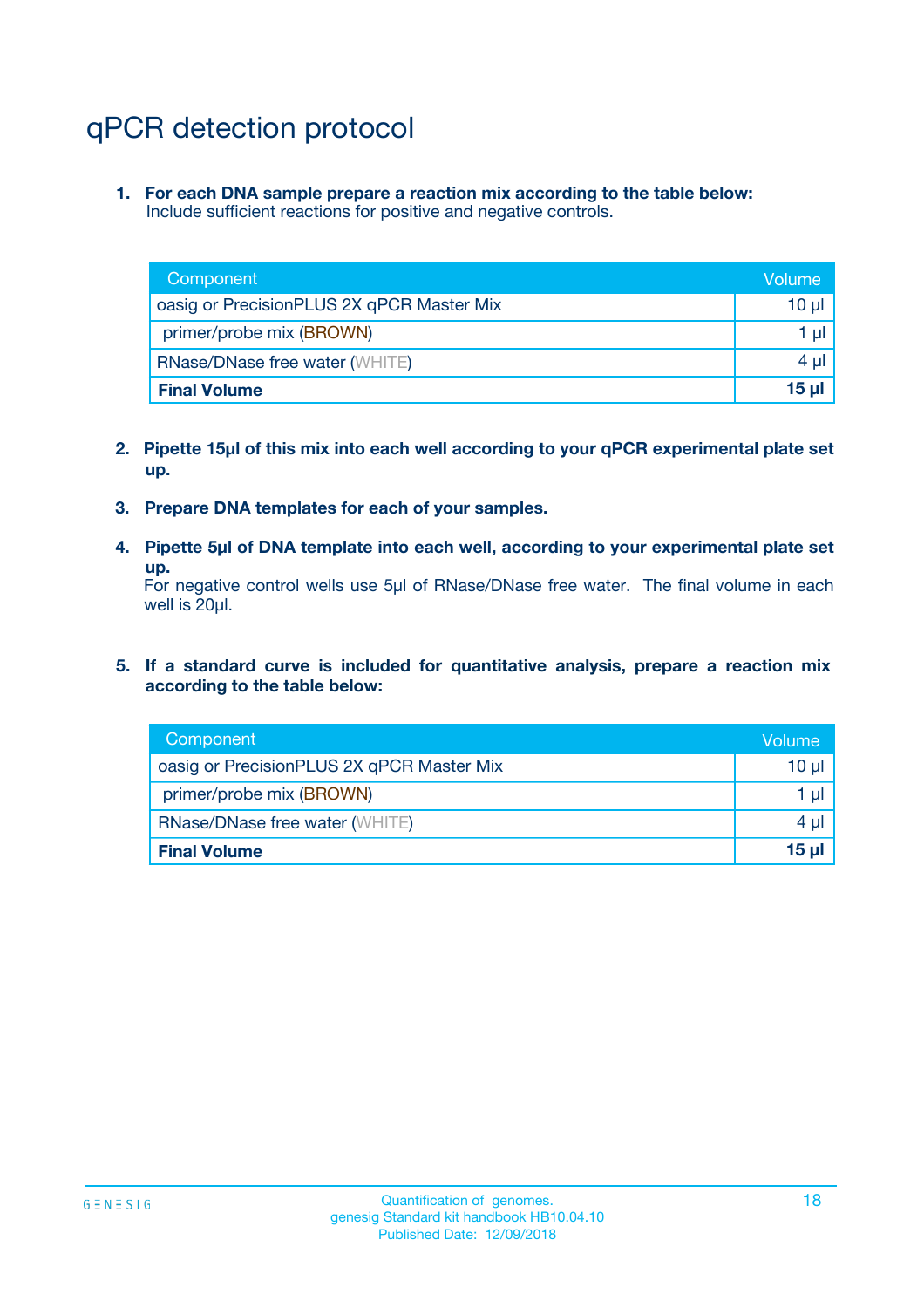# qPCR detection protocol

1. **For each DNA sample prepare a reaction mix according to the table below:**
   Include sufficient reactions for positive and negative controls.

| Component | Volume |
|---|---|
| oasig or PrecisionPLUS 2X qPCR Master Mix | 10 µl |
| primer/probe mix (BROWN) | 1 µl |
| RNase/DNase free water (WHITE) | 4 µl |
| **Final Volume** | **15 µl** |

2. **Pipette 15µl of this mix into each well according to your qPCR experimental plate set up.**

3. **Prepare DNA templates for each of your samples.**

4. **Pipette 5µl of DNA template into each well, according to your experimental plate set up.**
   For negative control wells use 5µl of RNase/DNase free water. The final volume in each well is 20µl.

5. **If a standard curve is included for quantitative analysis, prepare a reaction mix according to the table below:**

| Component | Volume |
|---|---|
| oasig or PrecisionPLUS 2X qPCR Master Mix | 10 µl |
| primer/probe mix (BROWN) | 1 µl |
| RNase/DNase free water (WHITE) | 4 µl |
| **Final Volume** | **15 µl** |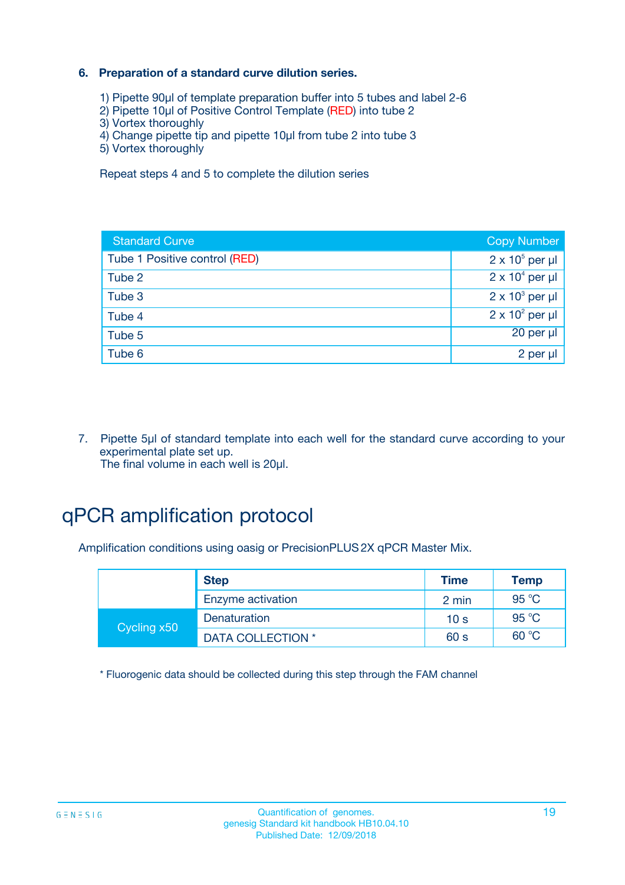6. **Preparation of a standard curve dilution series.**

   1) Pipette 90µl of template preparation buffer into 5 tubes and label 2-6
   2) Pipette 10µl of Positive Control Template (RED) into tube 2
   3) Vortex thoroughly
   4) Change pipette tip and pipette 10µl from tube 2 into tube 3
   5) Vortex thoroughly

   Repeat steps 4 and 5 to complete the dilution series

| Standard Curve | Copy Number |
|---|---|
| Tube 1 Positive control (RED) | $2 \times 10^5$ per µl |
| Tube 2 | $2 \times 10^4$ per µl |
| Tube 3 | $2 \times 10^3$ per µl |
| Tube 4 | $2 \times 10^2$ per µl |
| Tube 5 | 20 per µl |
| Tube 6 | 2 per µl |

7. Pipette 5µl of standard template into each well for the standard curve according to your experimental plate set up.
   The final volume in each well is 20µl.

# qPCR amplification protocol

Amplification conditions using oasig or PrecisionPLUS 2X qPCR Master Mix.

| | Step | Time | Temp |
|---|---|---|---|
| | Enzyme activation | 2 min | 95 °C |
| Cycling x50 | Denaturation | 10 s | 95 °C |
| | DATA COLLECTION * | 60 s | 60 °C |

* Fluorogenic data should be collected during this step through the FAM channel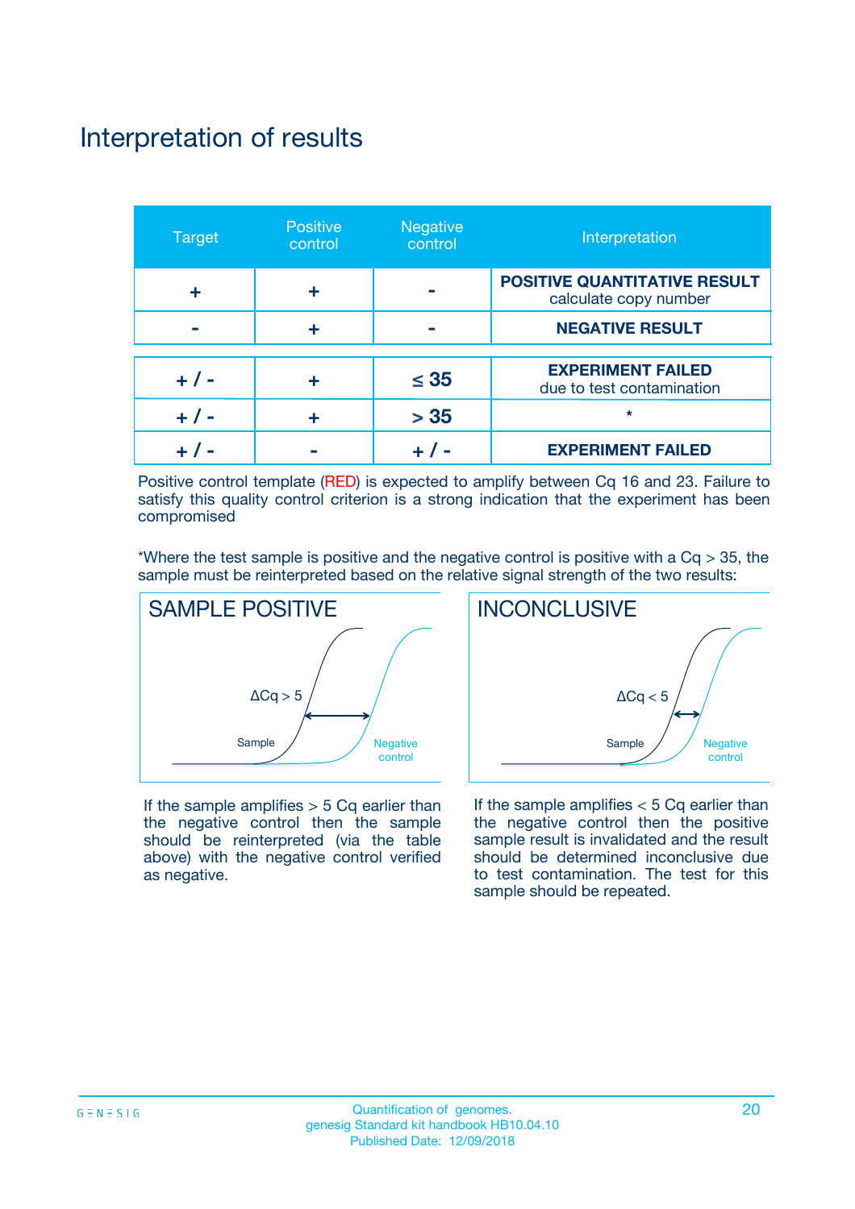# Interpretation of results

| Target | Positive control | Negative control | Interpretation |
|---|---|---|---|
| + | + | - | **POSITIVE QUANTITATIVE RESULT** calculate copy number |
| - | + | - | **NEGATIVE RESULT** |
| + / - | + | ≤ 35 | **EXPERIMENT FAILED** due to test contamination |
| + / - | + | > 35 | * |
| + / - | - | + / - | **EXPERIMENT FAILED** |

Positive control template (RED) is expected to amplify between Cq 16 and 23. Failure to satisfy this quality control criterion is a strong indication that the experiment has been compromised

*Where the test sample is positive and the negative control is positive with a Cq > 35, the sample must be reinterpreted based on the relative signal strength of the two results:

SAMPLE POSITIVE

ΔCq > 5

Sample

Negative control

If the sample amplifies > 5 Cq earlier than the negative control then the sample should be reinterpreted (via the table above) with the negative control verified as negative.

INCONCLUSIVE

ΔCq < 5

Sample

Negative control

If the sample amplifies < 5 Cq earlier than the negative control then the positive sample result is invalidated and the result should be determined inconclusive due to test contamination. The test for this sample should be repeated.